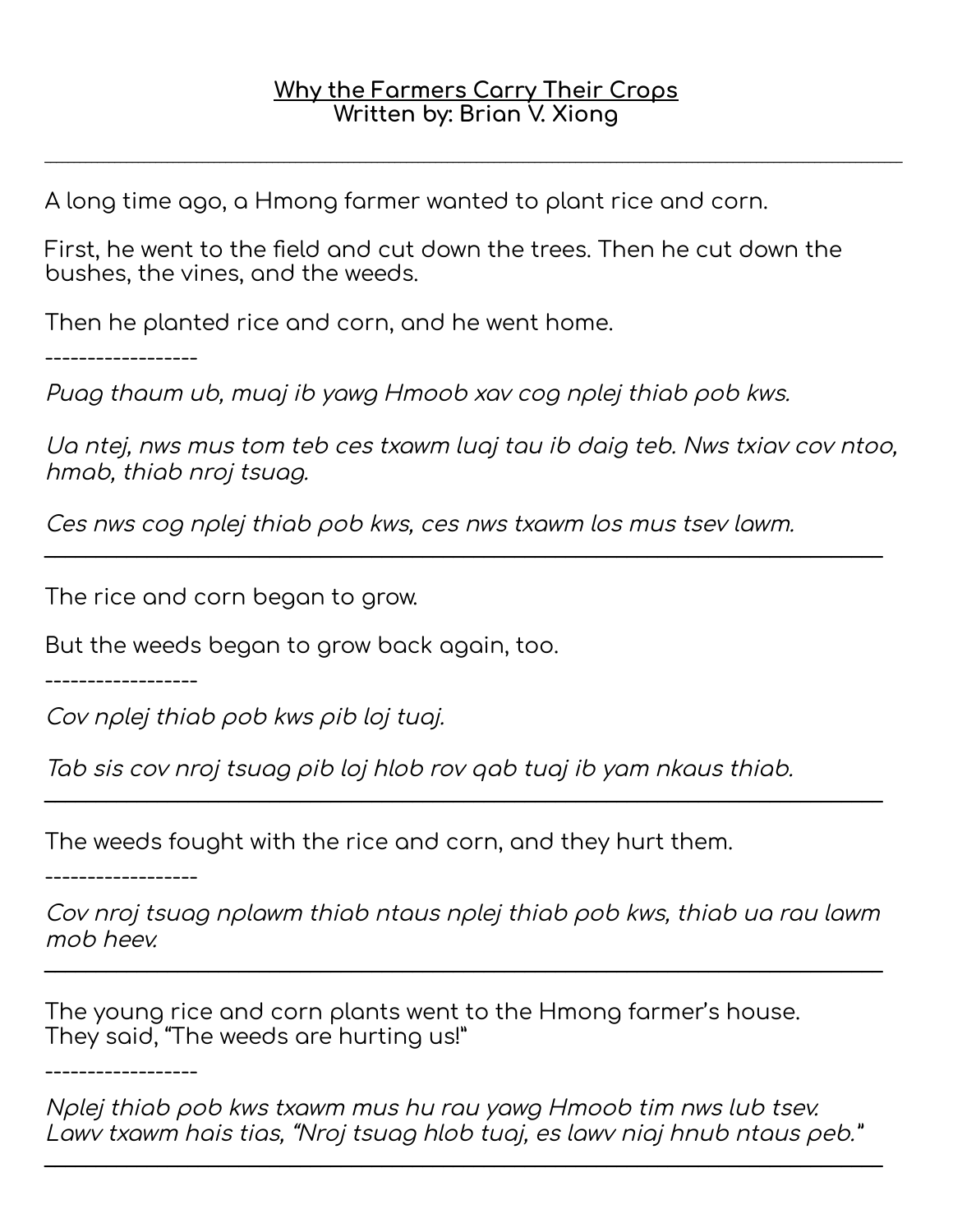# Why the Farmers Carry Their Crops

**Written by: Brian V. Xiong**

---

A long time ago, a Hmong farmer wanted to plant rice and corn.

First, he went to the field and cut down the trees. Then he cut down the bushes, the vines, and the weeds.

Then he planted rice and corn, and he went home.

------------------

*Puag thaum ub, muaj ib yawg Hmoob xav cog nplej thiab pob kws.*

*Ua ntej, nws mus tom teb ces txawm luaj tau ib daig teb. Nws txiav cov ntoo, hmab, thiab nroj tsuag.*

*Ces nws cog nplej thiab pob kws, ces nws txawm los mus tsev lawm.*

---

The rice and corn began to grow.

But the weeds began to grow back again, too.

------------------

*Cov nplej thiab pob kws pib loj tuaj.*

*Tab sis cov nroj tsuag pib loj hlob rov qab tuaj ib yam nkaus thiab.*

---

The weeds fought with the rice and corn, and they hurt them.

------------------

*Cov nroj tsuag nplawm thiab ntaus nplej thiab pob kws, thiab ua rau lawm mob heev.*

---

The young rice and corn plants went to the Hmong farmer's house. They said, "The weeds are hurting us!"

------------------

*Nplej thiab pob kws txawm mus hu rau yawg Hmoob tim nws lub tsev. Lawv txawm hais tias, "Nroj tsuag hlob tuaj, es lawv niaj hnub ntaus peb."*

---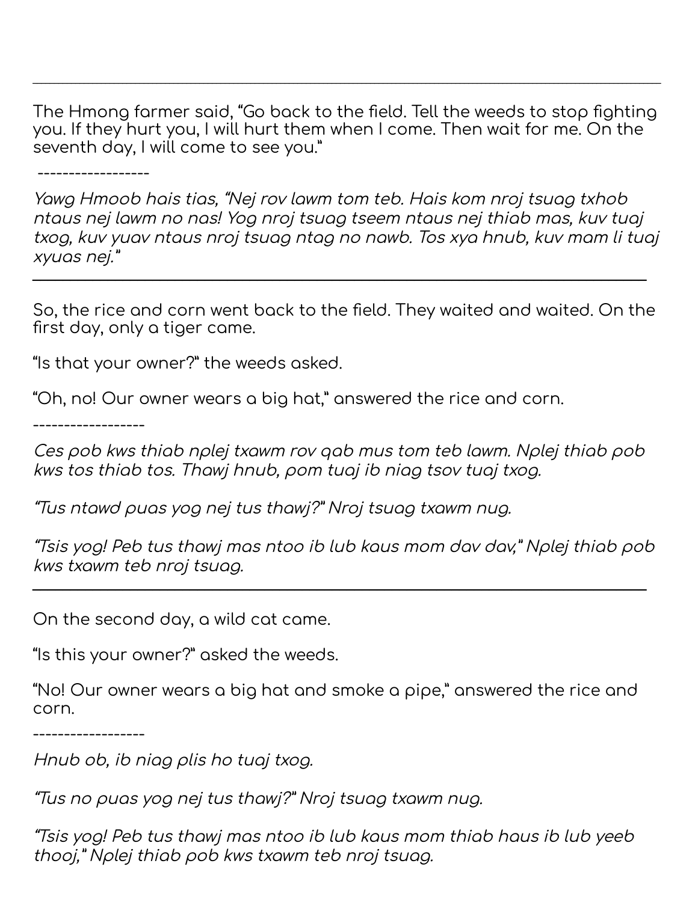---

The Hmong farmer said, "Go back to the field. Tell the weeds to stop fighting you. If they hurt you, I will hurt them when I come. Then wait for me. On the seventh day, I will come to see you."

------------------

*Yawg Hmoob hais tias, "Nej rov lawm tom teb. Hais kom nroj tsuag txhob ntaus nej lawm no nas! Yog nroj tsuag tseem ntaus nej thiab mas, kuv tuaj txog, kuv yuav ntaus nroj tsuag ntag no nawb. Tos xya hnub, kuv mam li tuaj xyuas nej."*

---

So, the rice and corn went back to the field. They waited and waited. On the first day, only a tiger came.

"Is that your owner?" the weeds asked.

"Oh, no! Our owner wears a big hat," answered the rice and corn.

------------------

*Ces pob kws thiab nplej txawm rov qab mus tom teb lawm. Nplej thiab pob kws tos thiab tos. Thawj hnub, pom tuaj ib niag tsov tuaj txog.*

*"Tus ntawd puas yog nej tus thawj?" Nroj tsuag txawm nug.*

*"Tsis yog! Peb tus thawj mas ntoo ib lub kaus mom dav dav," Nplej thiab pob kws txawm teb nroj tsuag.*

---

On the second day, a wild cat came.

"Is this your owner?" asked the weeds.

"No! Our owner wears a big hat and smoke a pipe," answered the rice and corn.

------------------

*Hnub ob, ib niag plis ho tuaj txog.*

*"Tus no puas yog nej tus thawj?" Nroj tsuag txawm nug.*

*"Tsis yog! Peb tus thawj mas ntoo ib lub kaus mom thiab haus ib lub yeeb thooj," Nplej thiab pob kws txawm teb nroj tsuag.*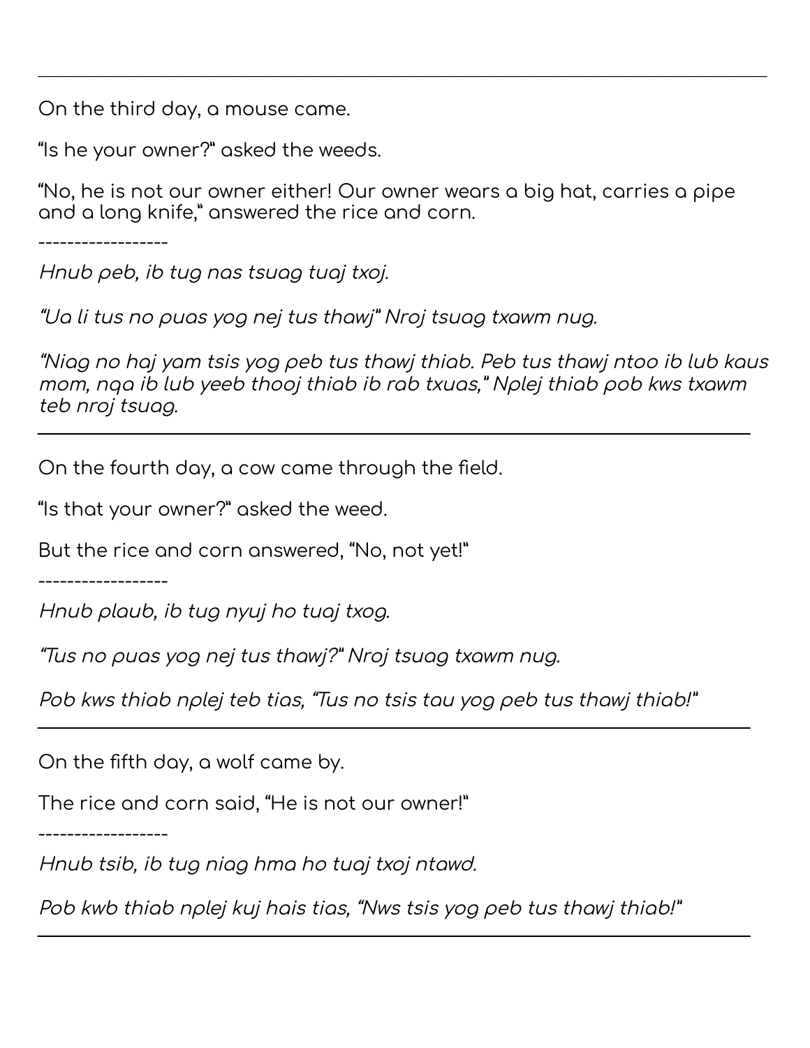---

On the third day, a mouse came.

"Is he your owner?" asked the weeds.

"No, he is not our owner either! Our owner wears a big hat, carries a pipe and a long knife," answered the rice and corn.

------------------

*Hnub peb, ib tug nas tsuag tuaj txoj.*

*"Ua li tus no puas yog nej tus thawj" Nroj tsuag txawm nug.*

*"Niag no haj yam tsis yog peb tus thawj thiab. Peb tus thawj ntoo ib lub kaus mom, nqa ib lub yeeb thooj thiab ib rab txuas," Nplej thiab pob kws txawm teb nroj tsuag.*

---

On the fourth day, a cow came through the field.

"Is that your owner?" asked the weed.

But the rice and corn answered, "No, not yet!"

------------------

*Hnub plaub, ib tug nyuj ho tuaj txog.*

*"Tus no puas yog nej tus thawj?" Nroj tsuag txawm nug.*

*Pob kws thiab nplej teb tias, "Tus no tsis tau yog peb tus thawj thiab!"*

---

On the fifth day, a wolf came by.

The rice and corn said, "He is not our owner!"

------------------

*Hnub tsib, ib tug niag hma ho tuaj txoj ntawd.*

*Pob kwb thiab nplej kuj hais tias, "Nws tsis yog peb tus thawj thiab!"*

---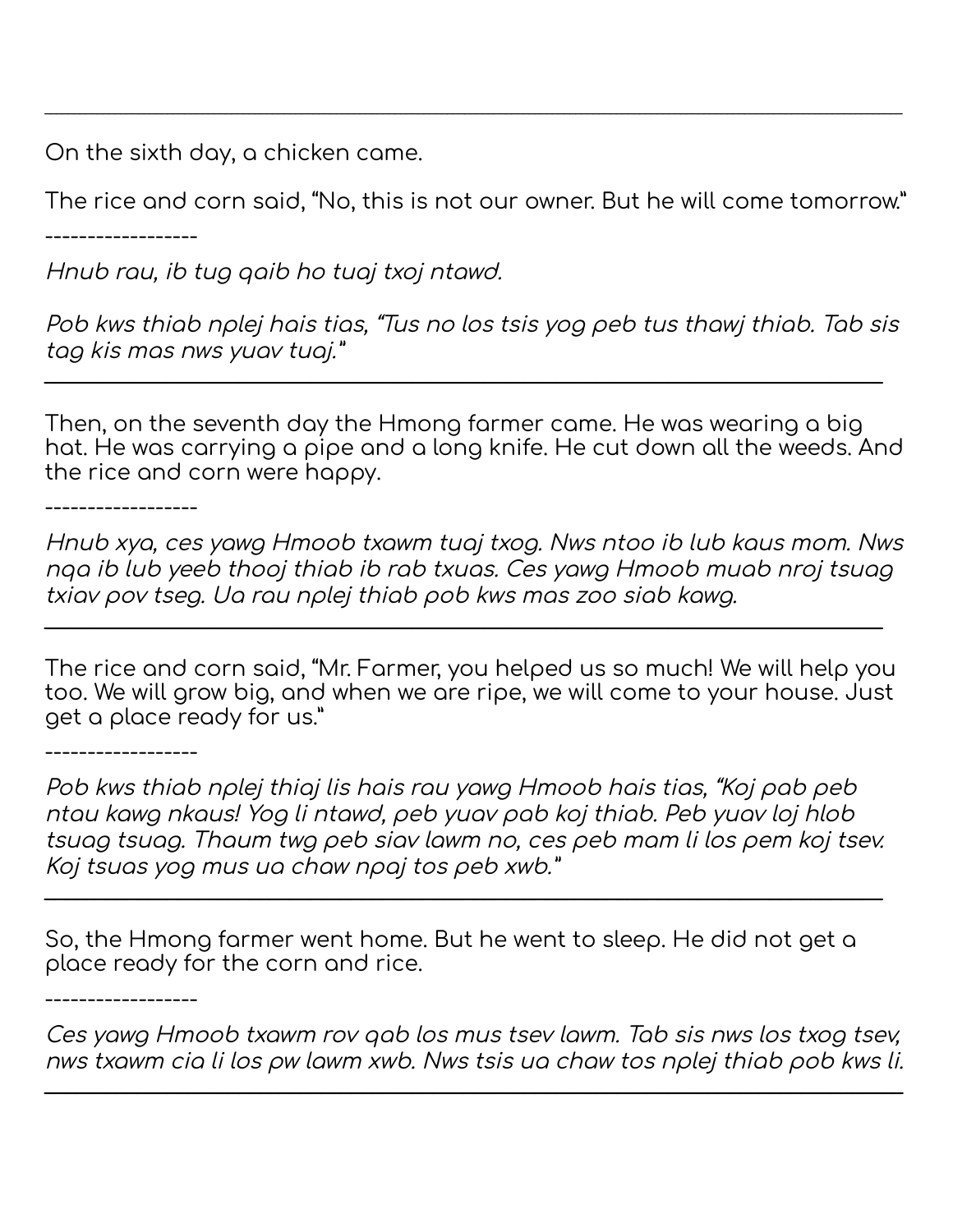---

On the sixth day, a chicken came.

The rice and corn said, "No, this is not our owner. But he will come tomorrow."

------------------

*Hnub rau, ib tug qaib ho tuaj txoj ntawd.*

*Pob kws thiab nplej hais tias, "Tus no los tsis yog peb tus thawj thiab. Tab sis tag kis mas nws yuav tuaj."*

---

Then, on the seventh day the Hmong farmer came. He was wearing a big hat. He was carrying a pipe and a long knife. He cut down all the weeds. And the rice and corn were happy.

------------------

*Hnub xya, ces yawg Hmoob txawm tuaj txog. Nws ntoo ib lub kaus mom. Nws nqa ib lub yeeb thooj thiab ib rab txuas. Ces yawg Hmoob muab nroj tsuag txiav pov tseg. Ua rau nplej thiab pob kws mas zoo siab kawg.*

---

The rice and corn said, "Mr. Farmer, you helped us so much! We will help you too. We will grow big, and when we are ripe, we will come to your house. Just get a place ready for us."

------------------

*Pob kws thiab nplej thiaj lis hais rau yawg Hmoob hais tias, "Koj pab peb ntau kawg nkaus! Yog li ntawd, peb yuav pab koj thiab. Peb yuav loj hlob tsuag tsuag. Thaum twg peb siav lawm no, ces peb mam li los pem koj tsev. Koj tsuas yog mus ua chaw npaj tos peb xwb."*

---

So, the Hmong farmer went home. But he went to sleep. He did not get a place ready for the corn and rice.

------------------

*Ces yawg Hmoob txawm rov qab los mus tsev lawm. Tab sis nws los txog tsev, nws txawm cia li los pw lawm xwb. Nws tsis ua chaw tos nplej thiab pob kws li.*

---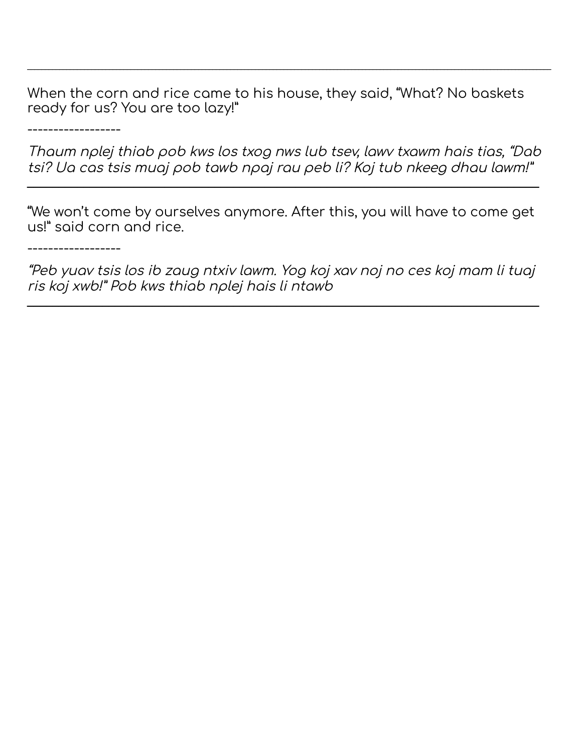When the corn and rice came to his house, they said, "What? No baskets ready for us? You are too lazy!"

------------------

*Thaum nplej thiab pob kws los txog nws lub tsev, lawv txawm hais tias, "Dab tsi? Ua cas tsis muaj pob tawb npaj rau peb li? Koj tub nkeeg dhau lawm!"*

---

"We won't come by ourselves anymore. After this, you will have to come get us!" said corn and rice.

------------------

*"Peb yuav tsis los ib zaug ntxiv lawm. Yog koj xav noj no ces koj mam li tuaj ris koj xwb!" Pob kws thiab nplej hais li ntawb*

---